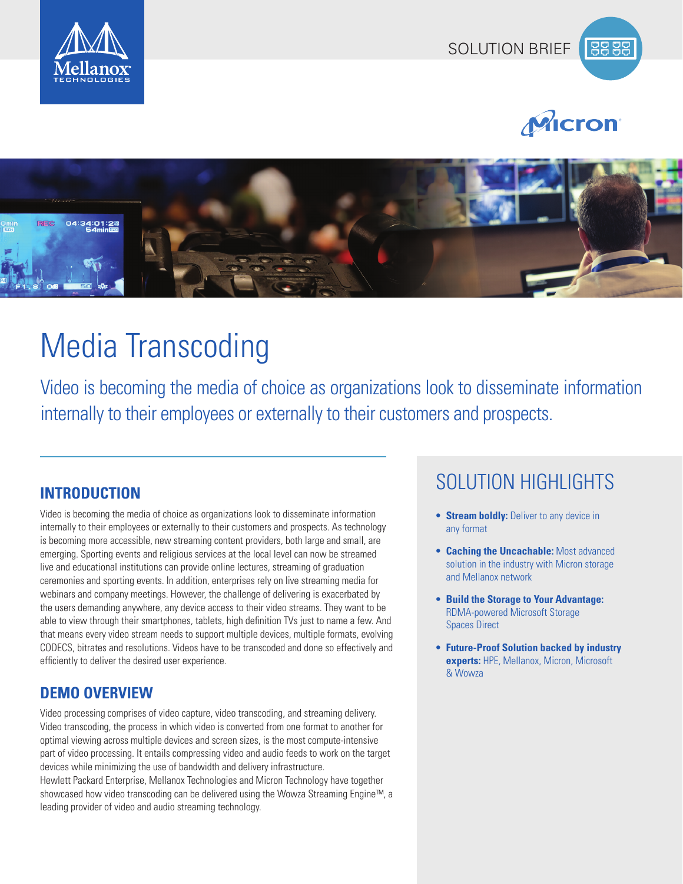SOLUTION BRIEF

# Media Transcoding

Video is becoming the media of choice as organizations look to disseminate information internally to their employees or externally to their customers and prospects.

## INTRODUCTION

Video is becoming the media of choice as organizations look to disseminate information internally to their employees or externally to their customers and prospects. As technology is becoming more accessible, new streaming content providers, both large and small, are emerging. Sporting events and religious services at the local level can now be streamed live and educational institutions can provide online lectures, streaming of graduation ceremonies and sporting events. In addition, enterprises rely on live streaming media for webinars and company meetings. However, the challenge of delivering is exacerbated by the users demanding anywhere, any device access to their video streams. They want to be able to view through their smartphones, tablets, high definition TVs just to name a few. And that means every video stream needs to support multiple devices, multiple formats, evolving CODECS, bitrates and resolutions. Videos have to be transcoded and done so effectively and efficiently to deliver the desired user experience.

## DEMO OVERVIEW

Video processing comprises of video capture, video transcoding, and streaming delivery. Video transcoding, the process in which video is converted from one format to another for optimal viewing across multiple devices and screen sizes, is the most compute-intensive part of video processing. It entails compressing video and audio feeds to work on the target devices while minimizing the use of bandwidth and delivery infrastructure.
Hewlett Packard Enterprise, Mellanox Technologies and Micron Technology have together showcased how video transcoding can be delivered using the Wowza Streaming Engine™, a leading provider of video and audio streaming technology.

## SOLUTION HIGHLIGHTS

- **Stream boldly:** Deliver to any device in any format
- **Caching the Uncachable:** Most advanced solution in the industry with Micron storage and Mellanox network
- **Build the Storage to Your Advantage:** RDMA-powered Microsoft Storage Spaces Direct
- **Future-Proof Solution backed by industry experts:** HPE, Mellanox, Micron, Microsoft & Wowza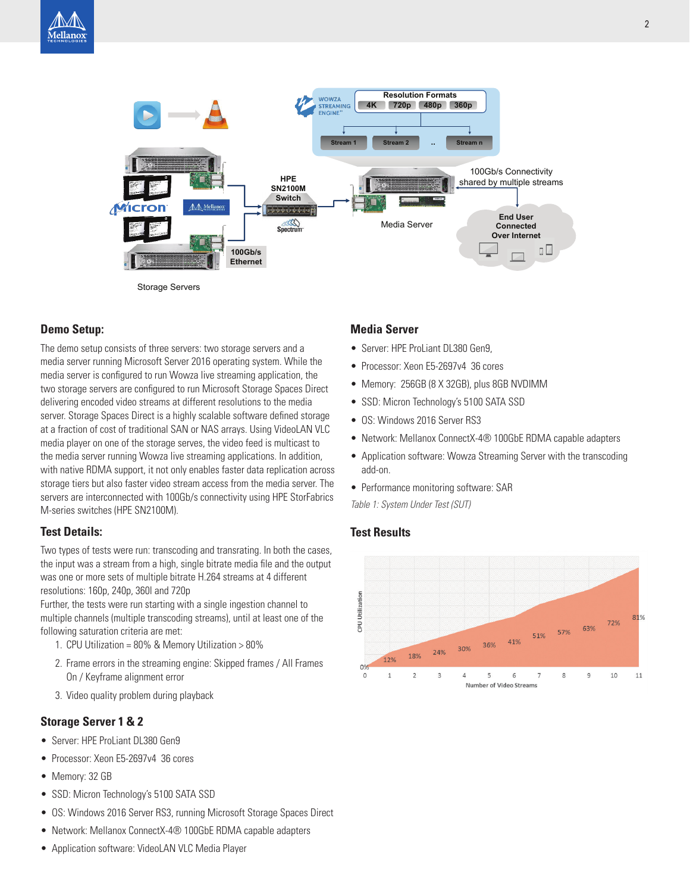## Demo Setup:

The demo setup consists of three servers: two storage servers and a media server running Microsoft Server 2016 operating system. While the media server is configured to run Wowza live streaming application, the two storage servers are configured to run Microsoft Storage Spaces Direct delivering encoded video streams at different resolutions to the media server. Storage Spaces Direct is a highly scalable software defined storage at a fraction of cost of traditional SAN or NAS arrays. Using VideoLAN VLC media player on one of the storage serves, the video feed is multicast to the media server running Wowza live streaming applications. In addition, with native RDMA support, it not only enables faster data replication across storage tiers but also faster video stream access from the media server. The servers are interconnected with 100Gb/s connectivity using HPE StorFabrics M-series switches (HPE SN2100M).

## Test Details:

Two types of tests were run: transcoding and transrating. In both the cases, the input was a stream from a high, single bitrate media file and the output was one or more sets of multiple bitrate H.264 streams at 4 different resolutions: 160p, 240p, 360l and 720p

Further, the tests were run starting with a single ingestion channel to multiple channels (multiple transcoding streams), until at least one of the following saturation criteria are met:

1. CPU Utilization = 80% & Memory Utilization > 80%
2. Frame errors in the streaming engine: Skipped frames / All Frames On / Keyframe alignment error
3. Video quality problem during playback

## Storage Server 1 & 2

- Server: HPE ProLiant DL380 Gen9
- Processor: Xeon E5-2697v4 36 cores
- Memory: 32 GB
- SSD: Micron Technology's 5100 SATA SSD
- OS: Windows 2016 Server RS3, running Microsoft Storage Spaces Direct
- Network: Mellanox ConnectX-4® 100GbE RDMA capable adapters
- Application software: VideoLAN VLC Media Player

## Media Server

- Server: HPE ProLiant DL380 Gen9,
- Processor: Xeon E5-2697v4 36 cores
- Memory: 256GB (8 X 32GB), plus 8GB NVDIMM
- SSD: Micron Technology's 5100 SATA SSD
- OS: Windows 2016 Server RS3
- Network: Mellanox ConnectX-4® 100GbE RDMA capable adapters
- Application software: Wowza Streaming Server with the transcoding add-on.
- Performance monitoring software: SAR

*Table 1: System Under Test (SUT)*

## Test Results

| Number of Video Streams | CPU Utilization |
|---|---|
| 0 | 0% |
| 1 | 12% |
| 2 | 18% |
| 3 | 24% |
| 4 | 30% |
| 5 | 36% |
| 6 | 41% |
| 7 | 51% |
| 8 | 57% |
| 9 | 63% |
| 10 | 72% |
| 11 | 81% |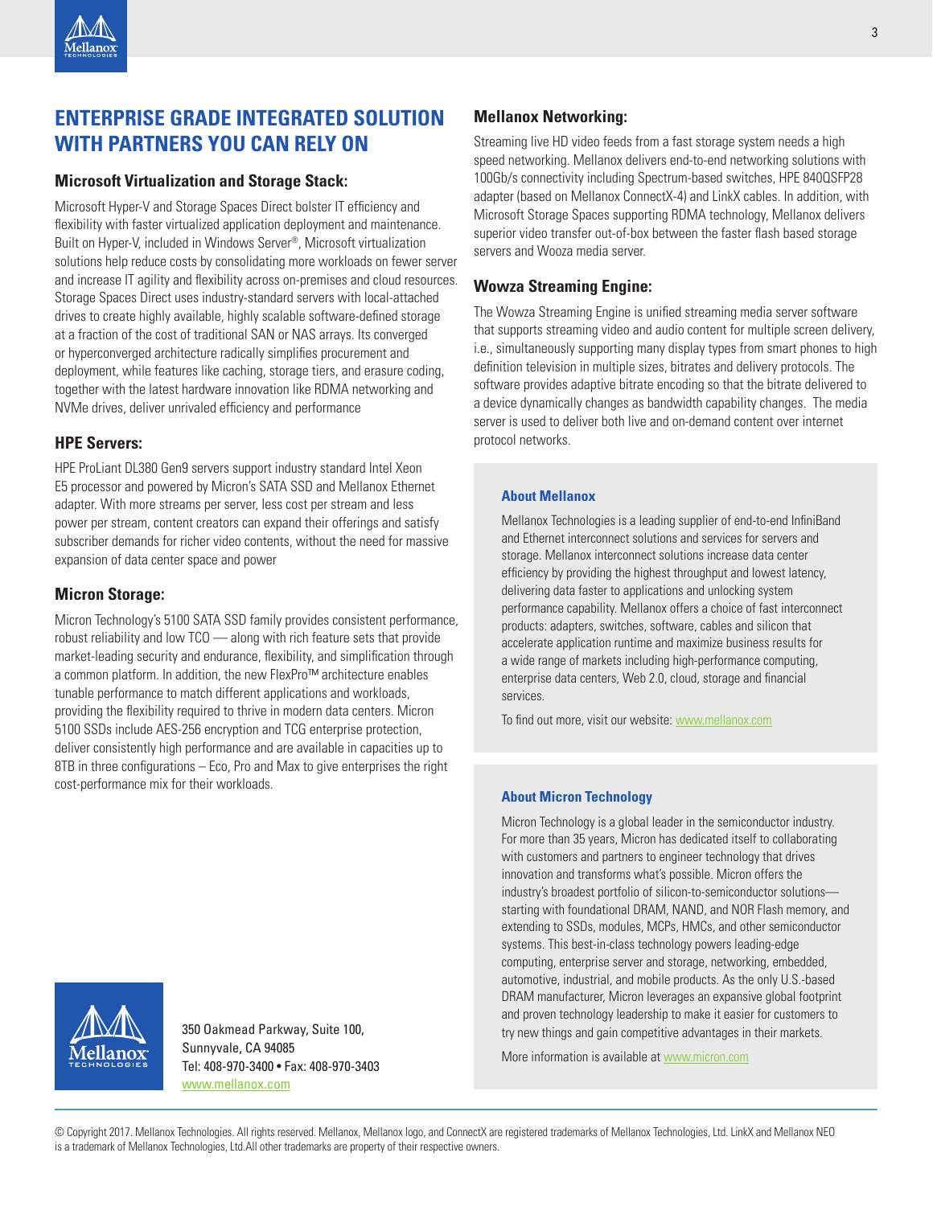## ENTERPRISE GRADE INTEGRATED SOLUTION WITH PARTNERS YOU CAN RELY ON

### Microsoft Virtualization and Storage Stack:

Microsoft Hyper-V and Storage Spaces Direct bolster IT efficiency and flexibility with faster virtualized application deployment and maintenance. Built on Hyper-V, included in Windows Server®, Microsoft virtualization solutions help reduce costs by consolidating more workloads on fewer server and increase IT agility and flexibility across on-premises and cloud resources. Storage Spaces Direct uses industry-standard servers with local-attached drives to create highly available, highly scalable software-defined storage at a fraction of the cost of traditional SAN or NAS arrays. Its converged or hyperconverged architecture radically simplifies procurement and deployment, while features like caching, storage tiers, and erasure coding, together with the latest hardware innovation like RDMA networking and NVMe drives, deliver unrivaled efficiency and performance

### HPE Servers:

HPE ProLiant DL380 Gen9 servers support industry standard Intel Xeon E5 processor and powered by Micron's SATA SSD and Mellanox Ethernet adapter. With more streams per server, less cost per stream and less power per stream, content creators can expand their offerings and satisfy subscriber demands for richer video contents, without the need for massive expansion of data center space and power

### Micron Storage:

Micron Technology's 5100 SATA SSD family provides consistent performance, robust reliability and low TCO — along with rich feature sets that provide market-leading security and endurance, flexibility, and simplification through a common platform. In addition, the new FlexPro™ architecture enables tunable performance to match different applications and workloads, providing the flexibility required to thrive in modern data centers. Micron 5100 SSDs include AES-256 encryption and TCG enterprise protection, deliver consistently high performance and are available in capacities up to 8TB in three configurations – Eco, Pro and Max to give enterprises the right cost-performance mix for their workloads.

### Mellanox Networking:

Streaming live HD video feeds from a fast storage system needs a high speed networking. Mellanox delivers end-to-end networking solutions with 100Gb/s connectivity including Spectrum-based switches, HPE 840QSFP28 adapter (based on Mellanox ConnectX-4) and LinkX cables. In addition, with Microsoft Storage Spaces supporting RDMA technology, Mellanox delivers superior video transfer out-of-box between the faster flash based storage servers and Wooza media server.

### Wowza Streaming Engine:

The Wowza Streaming Engine is unified streaming media server software that supports streaming video and audio content for multiple screen delivery, i.e., simultaneously supporting many display types from smart phones to high definition television in multiple sizes, bitrates and delivery protocols. The software provides adaptive bitrate encoding so that the bitrate delivered to a device dynamically changes as bandwidth capability changes. The media server is used to deliver both live and on-demand content over internet protocol networks.

#### About Mellanox

Mellanox Technologies is a leading supplier of end-to-end InfiniBand and Ethernet interconnect solutions and services for servers and storage. Mellanox interconnect solutions increase data center efficiency by providing the highest throughput and lowest latency, delivering data faster to applications and unlocking system performance capability. Mellanox offers a choice of fast interconnect products: adapters, switches, software, cables and silicon that accelerate application runtime and maximize business results for a wide range of markets including high-performance computing, enterprise data centers, Web 2.0, cloud, storage and financial services.

To find out more, visit our website: www.mellanox.com

#### About Micron Technology

Micron Technology is a global leader in the semiconductor industry. For more than 35 years, Micron has dedicated itself to collaborating with customers and partners to engineer technology that drives innovation and transforms what's possible. Micron offers the industry's broadest portfolio of silicon-to-semiconductor solutions—starting with foundational DRAM, NAND, and NOR Flash memory, and extending to SSDs, modules, MCPs, HMCs, and other semiconductor systems. This best-in-class technology powers leading-edge computing, enterprise server and storage, networking, embedded, automotive, industrial, and mobile products. As the only U.S.-based DRAM manufacturer, Micron leverages an expansive global footprint and proven technology leadership to make it easier for customers to try new things and gain competitive advantages in their markets.

More information is available at www.micron.com

350 Oakmead Parkway, Suite 100,
Sunnyvale, CA 94085
Tel: 408-970-3400 • Fax: 408-970-3403
www.mellanox.com

© Copyright 2017. Mellanox Technologies. All rights reserved. Mellanox, Mellanox logo, and ConnectX are registered trademarks of Mellanox Technologies, Ltd. LinkX and Mellanox NEO is a trademark of Mellanox Technologies, Ltd.All other trademarks are property of their respective owners.